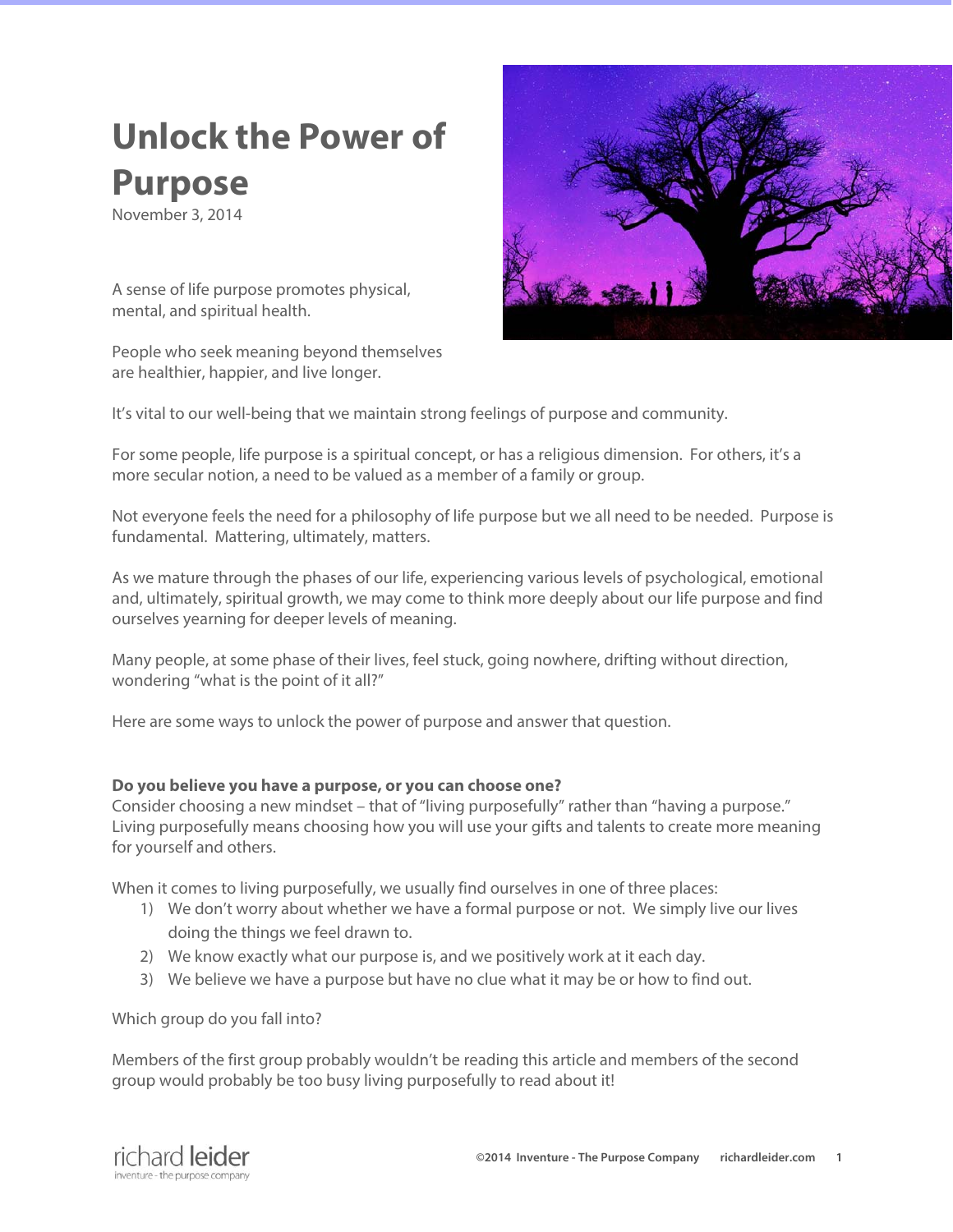# Unlock the Power of Purpose

November 3, 2014

A sense of life purpose promotes physical, mental, and spiritual health.

People who seek meaning beyond themselves are healthier, happier, and live longer.

It's vital to our well-being that we maintain strong feelings of purpose and community.

For some people, life purpose is a spiritual concept, or has a religious dimension. For others, it's a more secular notion, a need to be valued as a member of a family or group.

Not everyone feels the need for a philosophy of life purpose but we all need to be needed. Purpose is fundamental. Mattering, ultimately, matters.

As we mature through the phases of our life, experiencing various levels of psychological, emotional and, ultimately, spiritual growth, we may come to think more deeply about our life purpose and find ourselves yearning for deeper levels of meaning.

Many people, at some phase of their lives, feel stuck, going nowhere, drifting without direction, wondering "what is the point of it all?"

Here are some ways to unlock the power of purpose and answer that question.

**Do you believe you have a purpose, or you can choose one?**
Consider choosing a new mindset – that of "living purposefully" rather than "having a purpose." Living purposefully means choosing how you will use your gifts and talents to create more meaning for yourself and others.

When it comes to living purposefully, we usually find ourselves in one of three places:

1) We don't worry about whether we have a formal purpose or not. We simply live our lives doing the things we feel drawn to.
2) We know exactly what our purpose is, and we positively work at it each day.
3) We believe we have a purpose but have no clue what it may be or how to find out.

Which group do you fall into?

Members of the first group probably wouldn't be reading this article and members of the second group would probably be too busy living purposefully to read about it!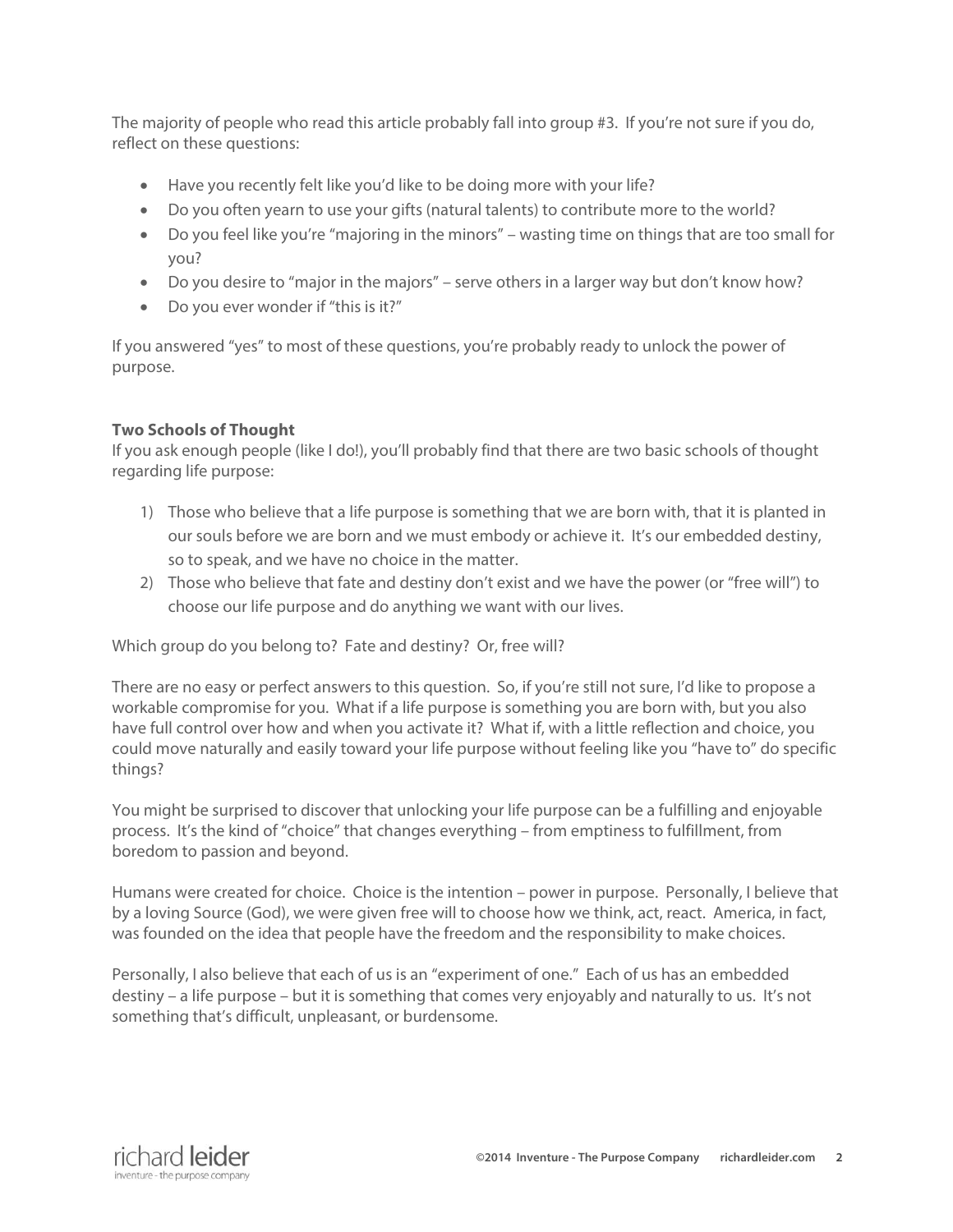The majority of people who read this article probably fall into group #3. If you're not sure if you do, reflect on these questions:

- Have you recently felt like you'd like to be doing more with your life?
- Do you often yearn to use your gifts (natural talents) to contribute more to the world?
- Do you feel like you're "majoring in the minors" – wasting time on things that are too small for you?
- Do you desire to "major in the majors" – serve others in a larger way but don't know how?
- Do you ever wonder if "this is it?"

If you answered "yes" to most of these questions, you're probably ready to unlock the power of purpose.

**Two Schools of Thought**

If you ask enough people (like I do!), you'll probably find that there are two basic schools of thought regarding life purpose:

1) Those who believe that a life purpose is something that we are born with, that it is planted in our souls before we are born and we must embody or achieve it. It's our embedded destiny, so to speak, and we have no choice in the matter.
2) Those who believe that fate and destiny don't exist and we have the power (or "free will") to choose our life purpose and do anything we want with our lives.

Which group do you belong to? Fate and destiny? Or, free will?

There are no easy or perfect answers to this question. So, if you're still not sure, I'd like to propose a workable compromise for you. What if a life purpose is something you are born with, but you also have full control over how and when you activate it? What if, with a little reflection and choice, you could move naturally and easily toward your life purpose without feeling like you "have to" do specific things?

You might be surprised to discover that unlocking your life purpose can be a fulfilling and enjoyable process. It's the kind of "choice" that changes everything – from emptiness to fulfillment, from boredom to passion and beyond.

Humans were created for choice. Choice is the intention – power in purpose. Personally, I believe that by a loving Source (God), we were given free will to choose how we think, act, react. America, in fact, was founded on the idea that people have the freedom and the responsibility to make choices.

Personally, I also believe that each of us is an "experiment of one." Each of us has an embedded destiny – a life purpose – but it is something that comes very enjoyably and naturally to us. It's not something that's difficult, unpleasant, or burdensome.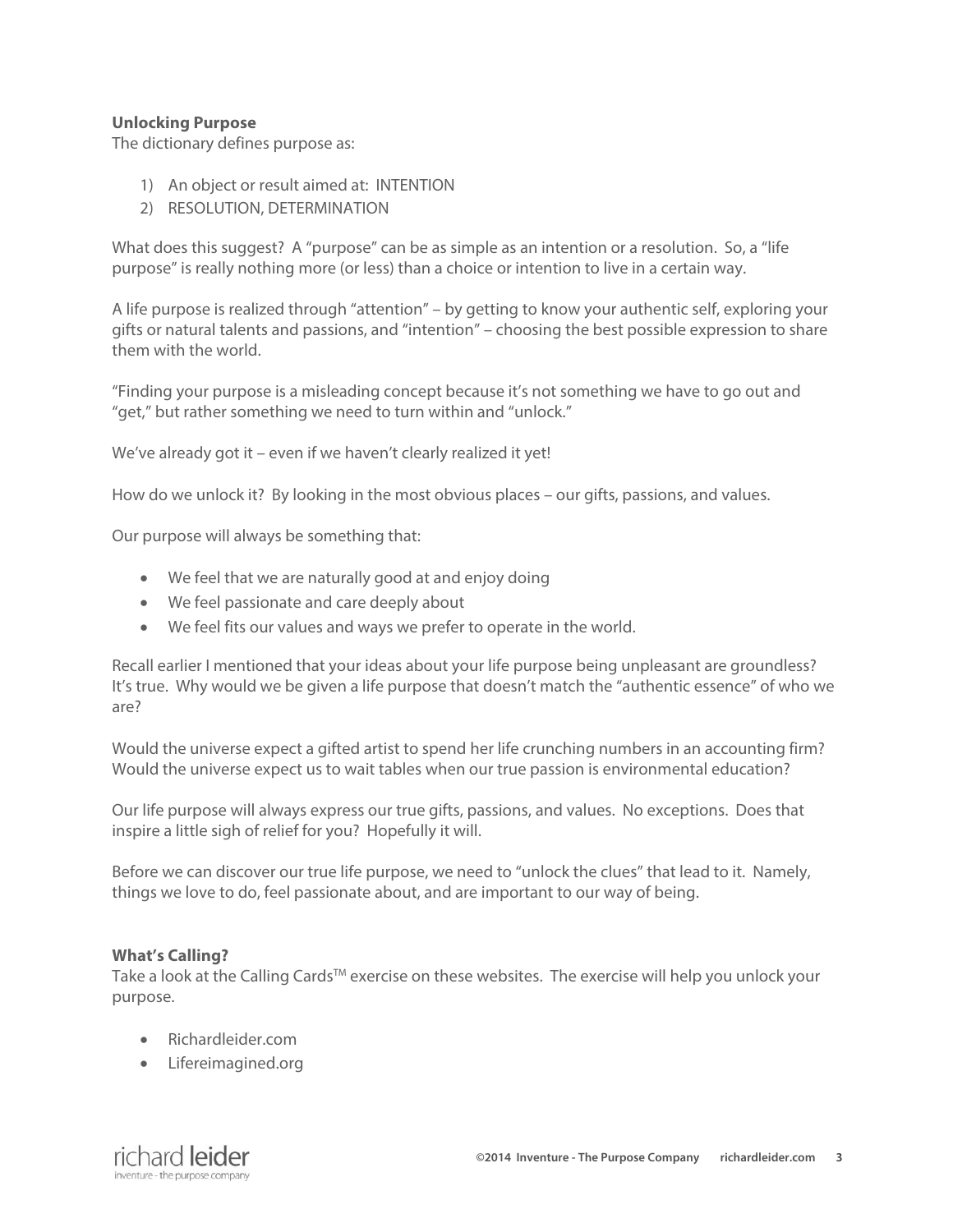**Unlocking Purpose**

The dictionary defines purpose as:

1) An object or result aimed at: INTENTION
2) RESOLUTION, DETERMINATION

What does this suggest? A "purpose" can be as simple as an intention or a resolution. So, a "life purpose" is really nothing more (or less) than a choice or intention to live in a certain way.

A life purpose is realized through "attention" – by getting to know your authentic self, exploring your gifts or natural talents and passions, and "intention" – choosing the best possible expression to share them with the world.

"Finding your purpose is a misleading concept because it's not something we have to go out and "get," but rather something we need to turn within and "unlock."

We've already got it – even if we haven't clearly realized it yet!

How do we unlock it? By looking in the most obvious places – our gifts, passions, and values.

Our purpose will always be something that:

- We feel that we are naturally good at and enjoy doing
- We feel passionate and care deeply about
- We feel fits our values and ways we prefer to operate in the world.

Recall earlier I mentioned that your ideas about your life purpose being unpleasant are groundless? It's true. Why would we be given a life purpose that doesn't match the "authentic essence" of who we are?

Would the universe expect a gifted artist to spend her life crunching numbers in an accounting firm? Would the universe expect us to wait tables when our true passion is environmental education?

Our life purpose will always express our true gifts, passions, and values. No exceptions. Does that inspire a little sigh of relief for you? Hopefully it will.

Before we can discover our true life purpose, we need to "unlock the clues" that lead to it. Namely, things we love to do, feel passionate about, and are important to our way of being.

**What's Calling?**

Take a look at the Calling Cards™ exercise on these websites. The exercise will help you unlock your purpose.

- Richardleider.com
- Lifereimagined.org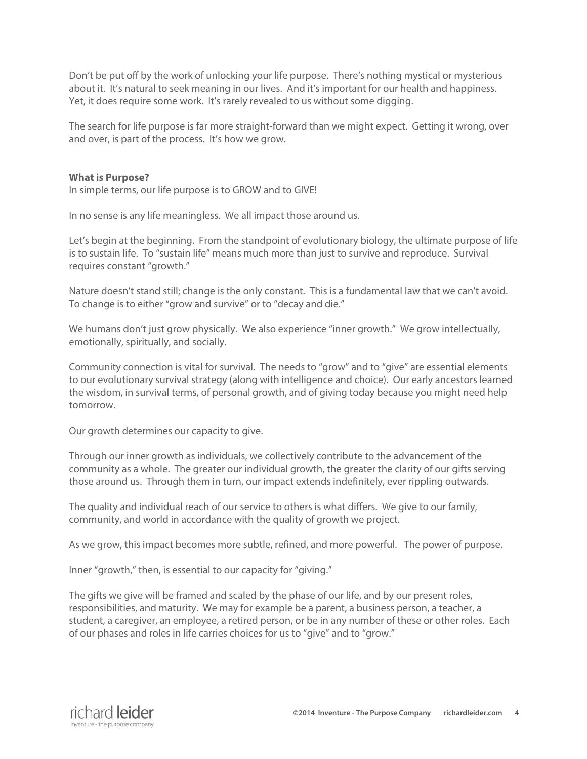Don't be put off by the work of unlocking your life purpose. There's nothing mystical or mysterious about it. It's natural to seek meaning in our lives. And it's important for our health and happiness. Yet, it does require some work. It's rarely revealed to us without some digging.

The search for life purpose is far more straight-forward than we might expect. Getting it wrong, over and over, is part of the process. It's how we grow.

**What is Purpose?**

In simple terms, our life purpose is to GROW and to GIVE!

In no sense is any life meaningless. We all impact those around us.

Let's begin at the beginning. From the standpoint of evolutionary biology, the ultimate purpose of life is to sustain life. To "sustain life" means much more than just to survive and reproduce. Survival requires constant "growth."

Nature doesn't stand still; change is the only constant. This is a fundamental law that we can't avoid. To change is to either "grow and survive" or to "decay and die."

We humans don't just grow physically. We also experience "inner growth." We grow intellectually, emotionally, spiritually, and socially.

Community connection is vital for survival. The needs to "grow" and to "give" are essential elements to our evolutionary survival strategy (along with intelligence and choice). Our early ancestors learned the wisdom, in survival terms, of personal growth, and of giving today because you might need help tomorrow.

Our growth determines our capacity to give.

Through our inner growth as individuals, we collectively contribute to the advancement of the community as a whole. The greater our individual growth, the greater the clarity of our gifts serving those around us. Through them in turn, our impact extends indefinitely, ever rippling outwards.

The quality and individual reach of our service to others is what differs. We give to our family, community, and world in accordance with the quality of growth we project.

As we grow, this impact becomes more subtle, refined, and more powerful. The power of purpose.

Inner "growth," then, is essential to our capacity for "giving."

The gifts we give will be framed and scaled by the phase of our life, and by our present roles, responsibilities, and maturity. We may for example be a parent, a business person, a teacher, a student, a caregiver, an employee, a retired person, or be in any number of these or other roles. Each of our phases and roles in life carries choices for us to "give" and to "grow."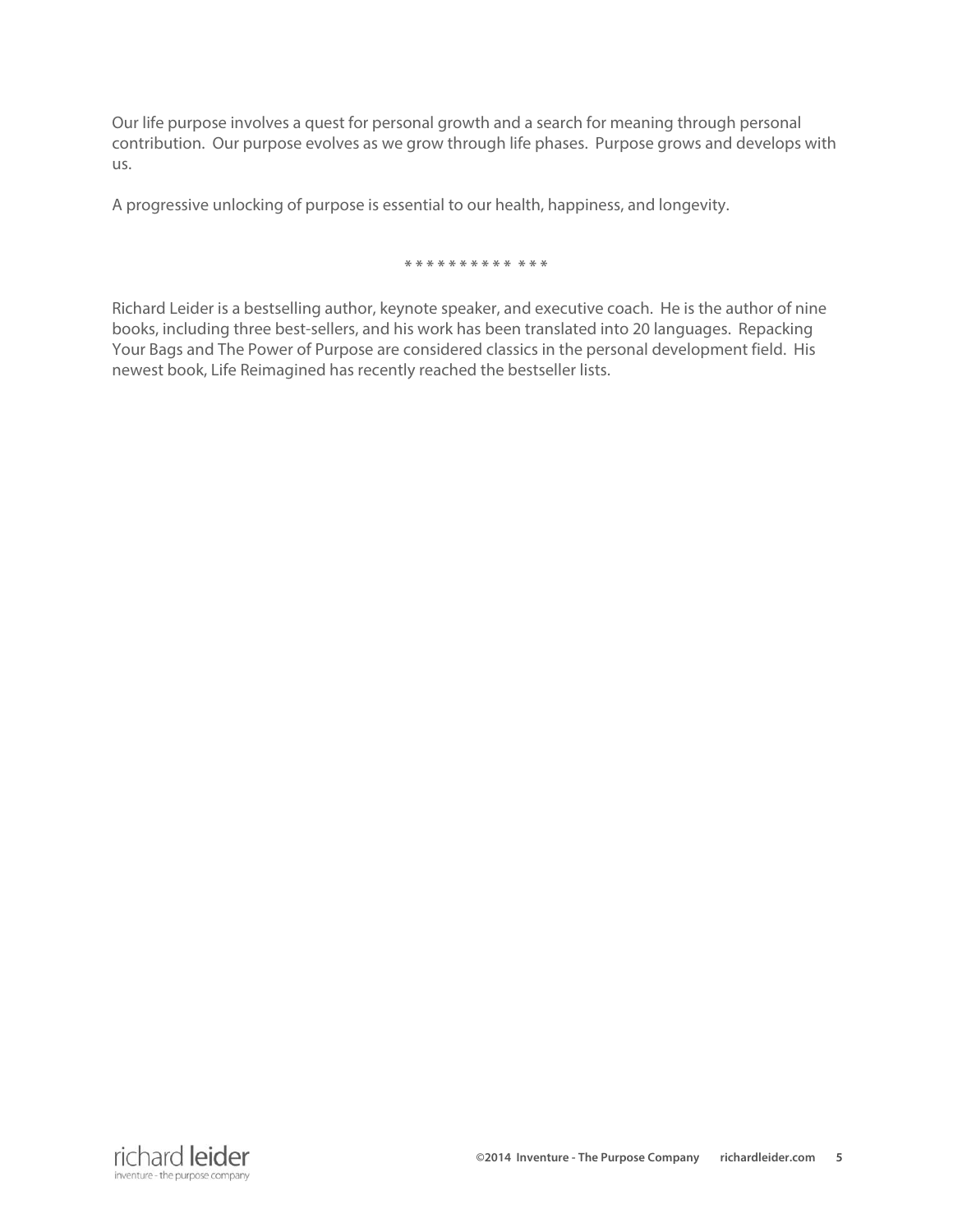Our life purpose involves a quest for personal growth and a search for meaning through personal contribution. Our purpose evolves as we grow through life phases. Purpose grows and develops with us.

A progressive unlocking of purpose is essential to our health, happiness, and longevity.

* * * * * * * * * * * * *

Richard Leider is a bestselling author, keynote speaker, and executive coach. He is the author of nine books, including three best-sellers, and his work has been translated into 20 languages. Repacking Your Bags and The Power of Purpose are considered classics in the personal development field. His newest book, Life Reimagined has recently reached the bestseller lists.